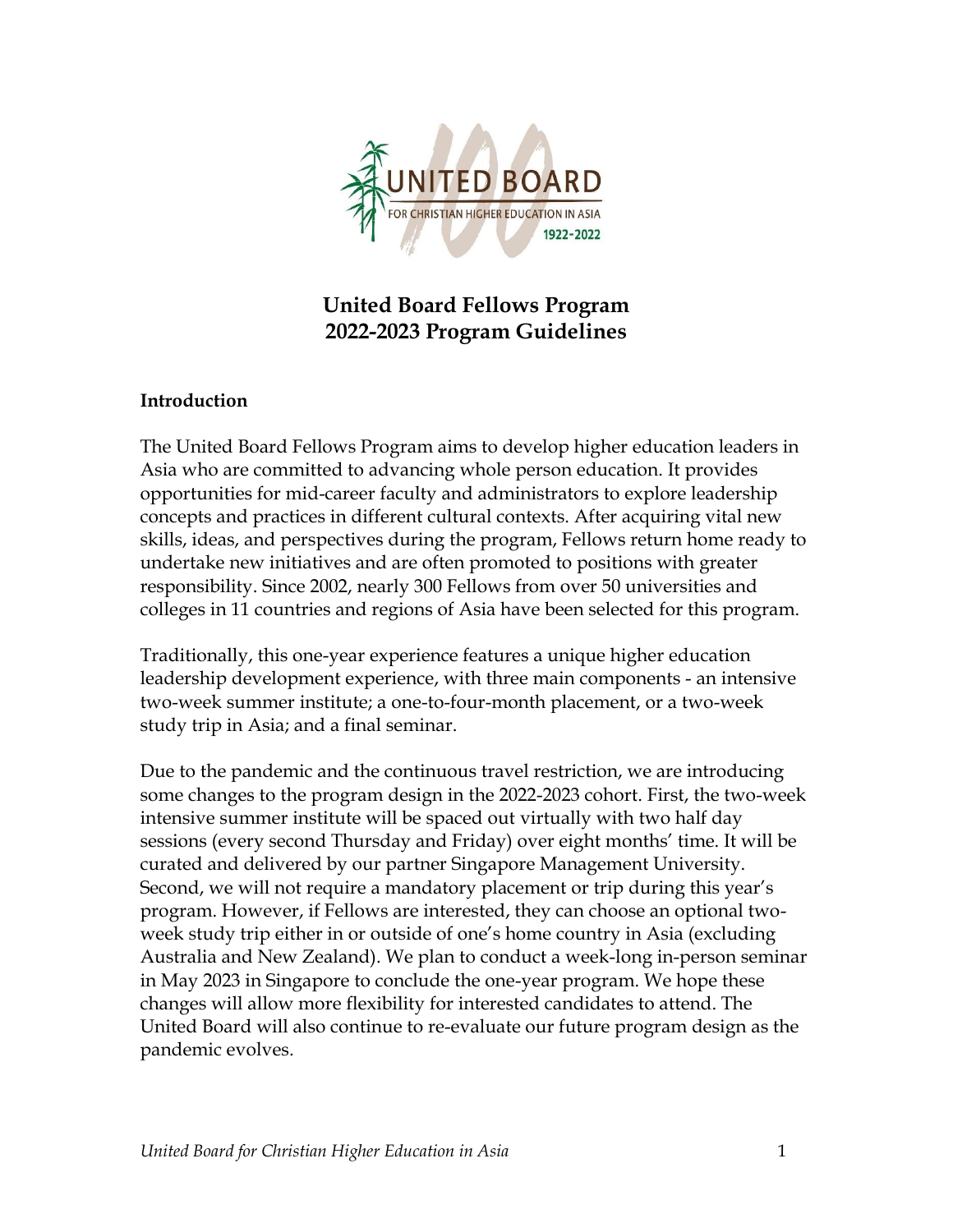UNITED BOARD
FOR CHRISTIAN HIGHER EDUCATION IN ASIA
1922-2022

# United Board Fellows Program
# 2022-2023 Program Guidelines

## Introduction

The United Board Fellows Program aims to develop higher education leaders in Asia who are committed to advancing whole person education. It provides opportunities for mid-career faculty and administrators to explore leadership concepts and practices in different cultural contexts. After acquiring vital new skills, ideas, and perspectives during the program, Fellows return home ready to undertake new initiatives and are often promoted to positions with greater responsibility. Since 2002, nearly 300 Fellows from over 50 universities and colleges in 11 countries and regions of Asia have been selected for this program.

Traditionally, this one-year experience features a unique higher education leadership development experience, with three main components - an intensive two-week summer institute; a one-to-four-month placement, or a two-week study trip in Asia; and a final seminar.

Due to the pandemic and the continuous travel restriction, we are introducing some changes to the program design in the 2022-2023 cohort. First, the two-week intensive summer institute will be spaced out virtually with two half day sessions (every second Thursday and Friday) over eight months' time. It will be curated and delivered by our partner Singapore Management University. Second, we will not require a mandatory placement or trip during this year's program. However, if Fellows are interested, they can choose an optional two-week study trip either in or outside of one's home country in Asia (excluding Australia and New Zealand). We plan to conduct a week-long in-person seminar in May 2023 in Singapore to conclude the one-year program. We hope these changes will allow more flexibility for interested candidates to attend. The United Board will also continue to re-evaluate our future program design as the pandemic evolves.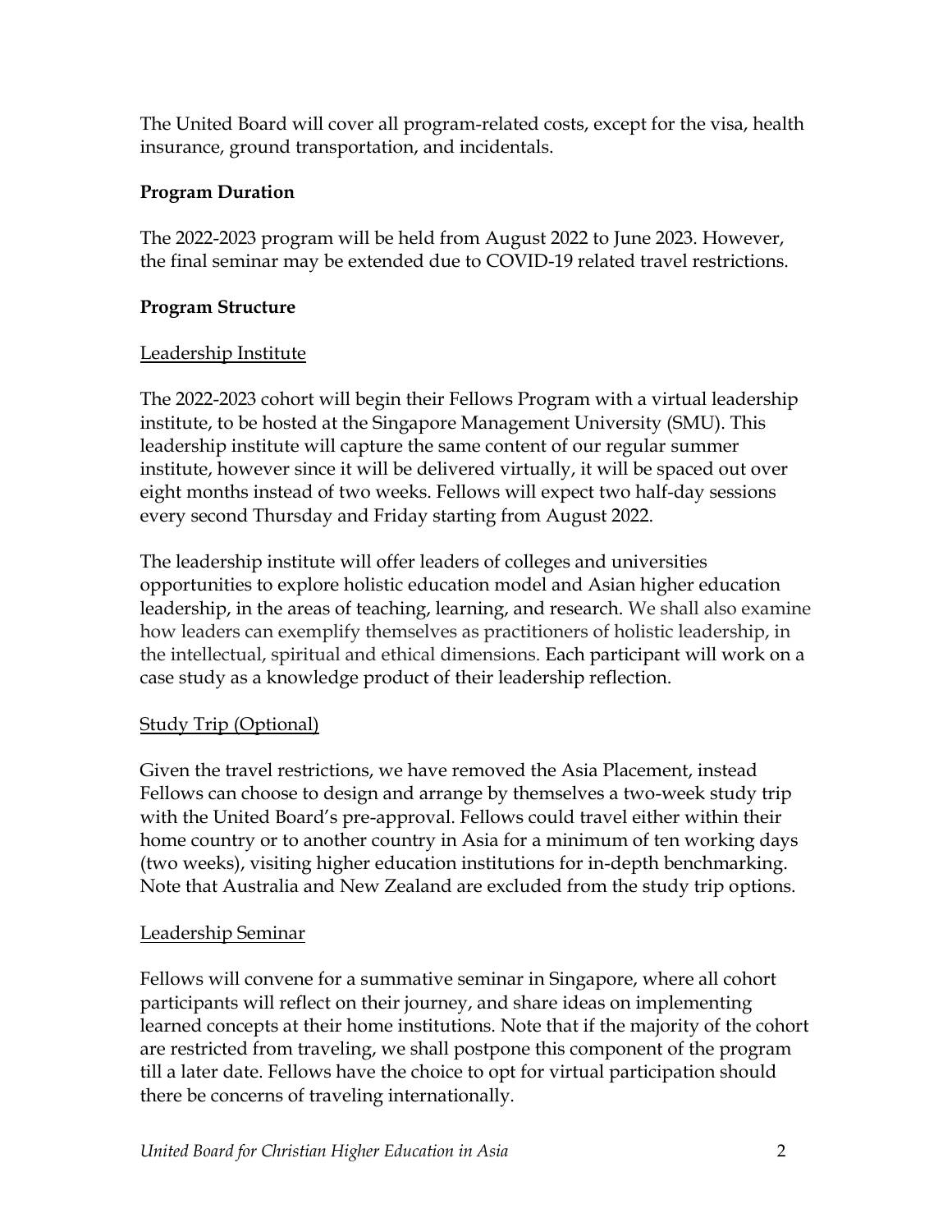The United Board will cover all program-related costs, except for the visa, health insurance, ground transportation, and incidentals.

**Program Duration**

The 2022-2023 program will be held from August 2022 to June 2023. However, the final seminar may be extended due to COVID-19 related travel restrictions.

**Program Structure**

<u>Leadership Institute</u>

The 2022-2023 cohort will begin their Fellows Program with a virtual leadership institute, to be hosted at the Singapore Management University (SMU). This leadership institute will capture the same content of our regular summer institute, however since it will be delivered virtually, it will be spaced out over eight months instead of two weeks. Fellows will expect two half-day sessions every second Thursday and Friday starting from August 2022.

The leadership institute will offer leaders of colleges and universities opportunities to explore holistic education model and Asian higher education leadership, in the areas of teaching, learning, and research. We shall also examine how leaders can exemplify themselves as practitioners of holistic leadership, in the intellectual, spiritual and ethical dimensions. Each participant will work on a case study as a knowledge product of their leadership reflection.

<u>Study Trip (Optional)</u>

Given the travel restrictions, we have removed the Asia Placement, instead Fellows can choose to design and arrange by themselves a two-week study trip with the United Board's pre-approval. Fellows could travel either within their home country or to another country in Asia for a minimum of ten working days (two weeks), visiting higher education institutions for in-depth benchmarking. Note that Australia and New Zealand are excluded from the study trip options.

<u>Leadership Seminar</u>

Fellows will convene for a summative seminar in Singapore, where all cohort participants will reflect on their journey, and share ideas on implementing learned concepts at their home institutions. Note that if the majority of the cohort are restricted from traveling, we shall postpone this component of the program till a later date. Fellows have the choice to opt for virtual participation should there be concerns of traveling internationally.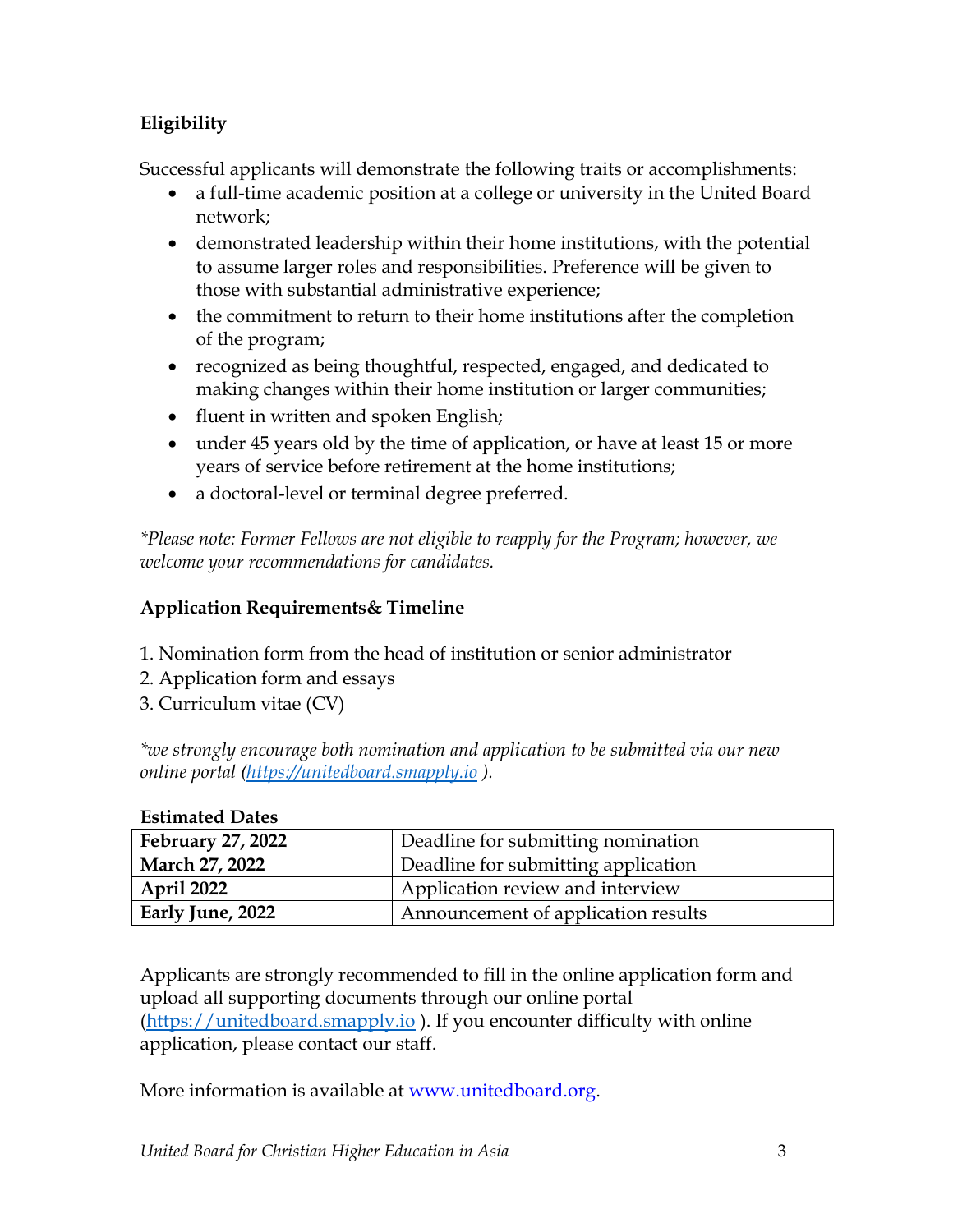**Eligibility**

Successful applicants will demonstrate the following traits or accomplishments:

- a full-time academic position at a college or university in the United Board network;
- demonstrated leadership within their home institutions, with the potential to assume larger roles and responsibilities. Preference will be given to those with substantial administrative experience;
- the commitment to return to their home institutions after the completion of the program;
- recognized as being thoughtful, respected, engaged, and dedicated to making changes within their home institution or larger communities;
- fluent in written and spoken English;
- under 45 years old by the time of application, or have at least 15 or more years of service before retirement at the home institutions;
- a doctoral-level or terminal degree preferred.

*\*Please note: Former Fellows are not eligible to reapply for the Program; however, we welcome your recommendations for candidates.*

**Application Requirements& Timeline**

1. Nomination form from the head of institution or senior administrator
2. Application form and essays
3. Curriculum vitae (CV)

*\*we strongly encourage both nomination and application to be submitted via our new online portal ([https://unitedboard.smapply.io](https://unitedboard.smapply.io) ).*

**Estimated Dates**

| **February 27, 2022** | Deadline for submitting nomination |
|---|---|
| **March 27, 2022** | Deadline for submitting application |
| **April 2022** | Application review and interview |
| **Early June, 2022** | Announcement of application results |

Applicants are strongly recommended to fill in the online application form and upload all supporting documents through our online portal ([https://unitedboard.smapply.io](https://unitedboard.smapply.io) ). If you encounter difficulty with online application, please contact our staff.

More information is available at [www.unitedboard.org](http://www.unitedboard.org).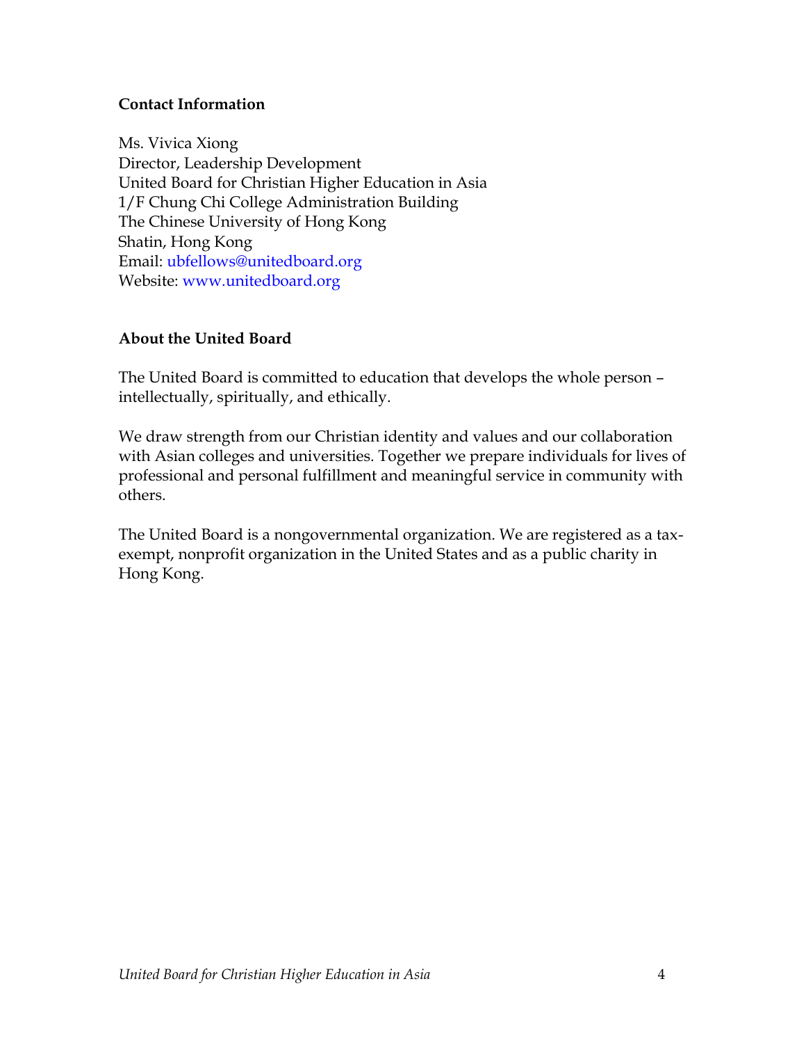**Contact Information**

Ms. Vivica Xiong
Director, Leadership Development
United Board for Christian Higher Education in Asia
1/F Chung Chi College Administration Building
The Chinese University of Hong Kong
Shatin, Hong Kong
Email: ubfellows@unitedboard.org
Website: www.unitedboard.org

**About the United Board**

The United Board is committed to education that develops the whole person – intellectually, spiritually, and ethically.

We draw strength from our Christian identity and values and our collaboration with Asian colleges and universities. Together we prepare individuals for lives of professional and personal fulfillment and meaningful service in community with others.

The United Board is a nongovernmental organization. We are registered as a tax-exempt, nonprofit organization in the United States and as a public charity in Hong Kong.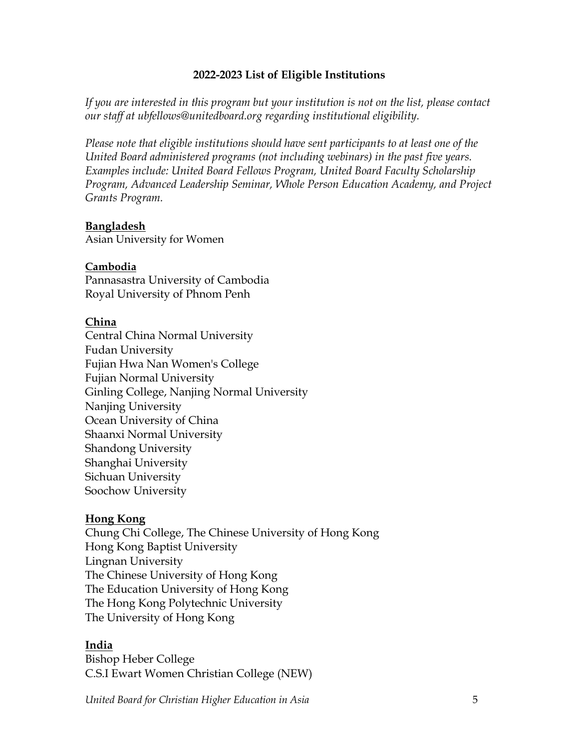## 2022-2023 List of Eligible Institutions

*If you are interested in this program but your institution is not on the list, please contact our staff at ubfellows@unitedboard.org regarding institutional eligibility.*

*Please note that eligible institutions should have sent participants to at least one of the United Board administered programs (not including webinars) in the past five years. Examples include: United Board Fellows Program, United Board Faculty Scholarship Program, Advanced Leadership Seminar, Whole Person Education Academy, and Project Grants Program.*

**<u>Bangladesh</u>**
Asian University for Women

**<u>Cambodia</u>**
Pannasastra University of Cambodia
Royal University of Phnom Penh

**<u>China</u>**
Central China Normal University
Fudan University
Fujian Hwa Nan Women's College
Fujian Normal University
Ginling College, Nanjing Normal University
Nanjing University
Ocean University of China
Shaanxi Normal University
Shandong University
Shanghai University
Sichuan University
Soochow University

**<u>Hong Kong</u>**
Chung Chi College, The Chinese University of Hong Kong
Hong Kong Baptist University
Lingnan University
The Chinese University of Hong Kong
The Education University of Hong Kong
The Hong Kong Polytechnic University
The University of Hong Kong

**<u>India</u>**
Bishop Heber College
C.S.I Ewart Women Christian College (NEW)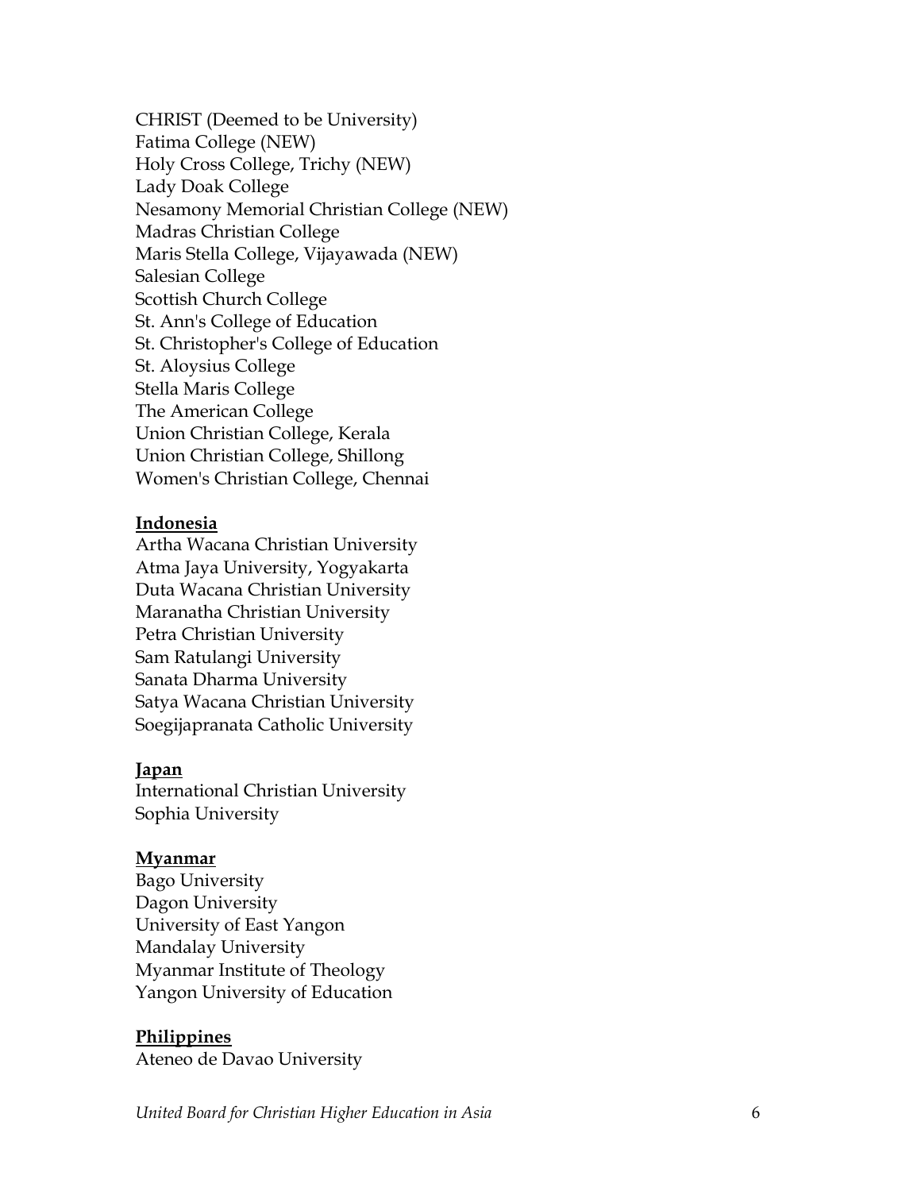CHRIST (Deemed to be University)
Fatima College (NEW)
Holy Cross College, Trichy (NEW)
Lady Doak College
Nesamony Memorial Christian College (NEW)
Madras Christian College
Maris Stella College, Vijayawada (NEW)
Salesian College
Scottish Church College
St. Ann's College of Education
St. Christopher's College of Education
St. Aloysius College
Stella Maris College
The American College
Union Christian College, Kerala
Union Christian College, Shillong
Women's Christian College, Chennai

**<u>Indonesia</u>**
Artha Wacana Christian University
Atma Jaya University, Yogyakarta
Duta Wacana Christian University
Maranatha Christian University
Petra Christian University
Sam Ratulangi University
Sanata Dharma University
Satya Wacana Christian University
Soegijapranata Catholic University

**<u>Japan</u>**
International Christian University
Sophia University

**<u>Myanmar</u>**
Bago University
Dagon University
University of East Yangon
Mandalay University
Myanmar Institute of Theology
Yangon University of Education

**<u>Philippines</u>**
Ateneo de Davao University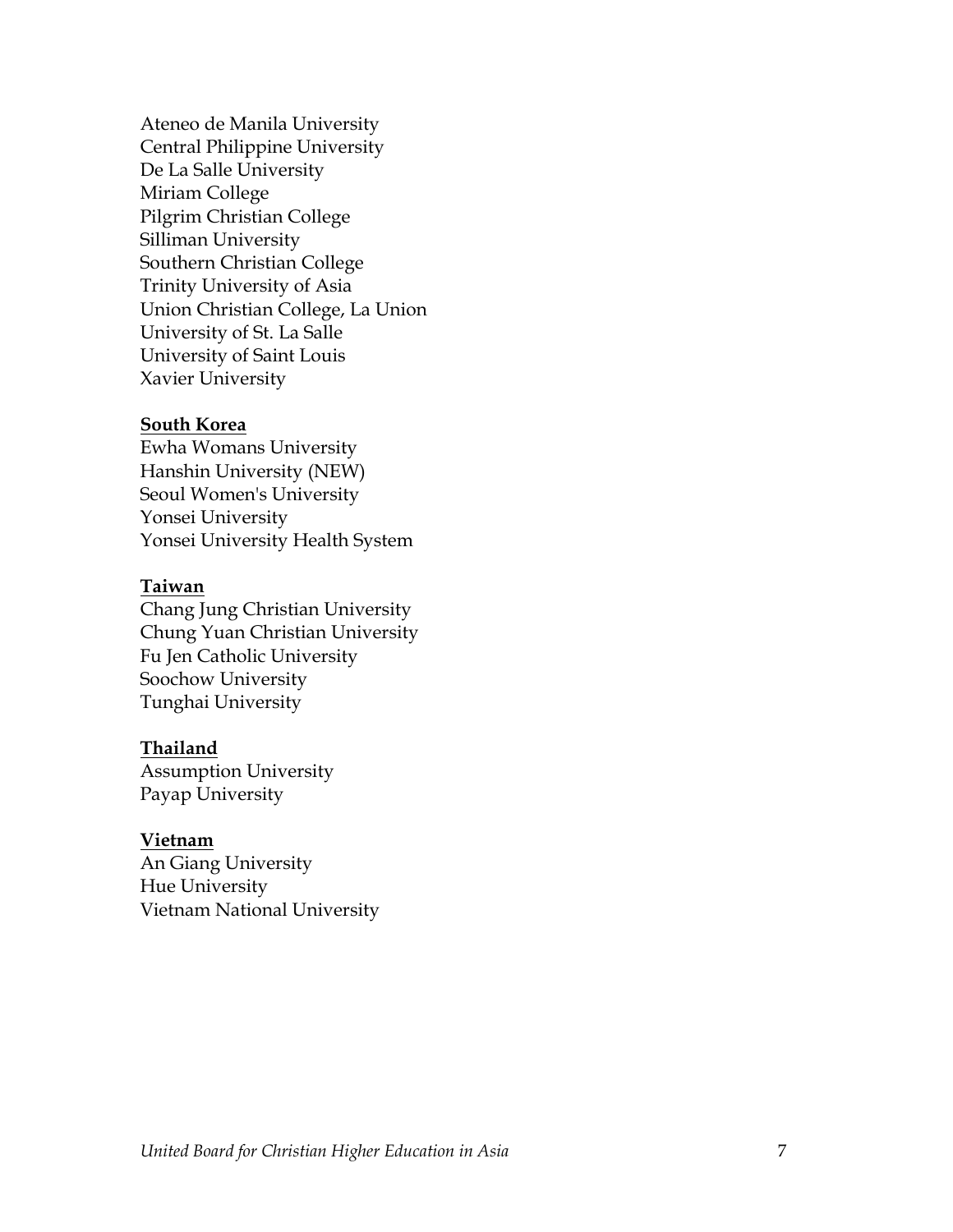Ateneo de Manila University
Central Philippine University
De La Salle University
Miriam College
Pilgrim Christian College
Silliman University
Southern Christian College
Trinity University of Asia
Union Christian College, La Union
University of St. La Salle
University of Saint Louis
Xavier University

**South Korea**

Ewha Womans University
Hanshin University (NEW)
Seoul Women's University
Yonsei University
Yonsei University Health System

**Taiwan**

Chang Jung Christian University
Chung Yuan Christian University
Fu Jen Catholic University
Soochow University
Tunghai University

**Thailand**

Assumption University
Payap University

**Vietnam**

An Giang University
Hue University
Vietnam National University